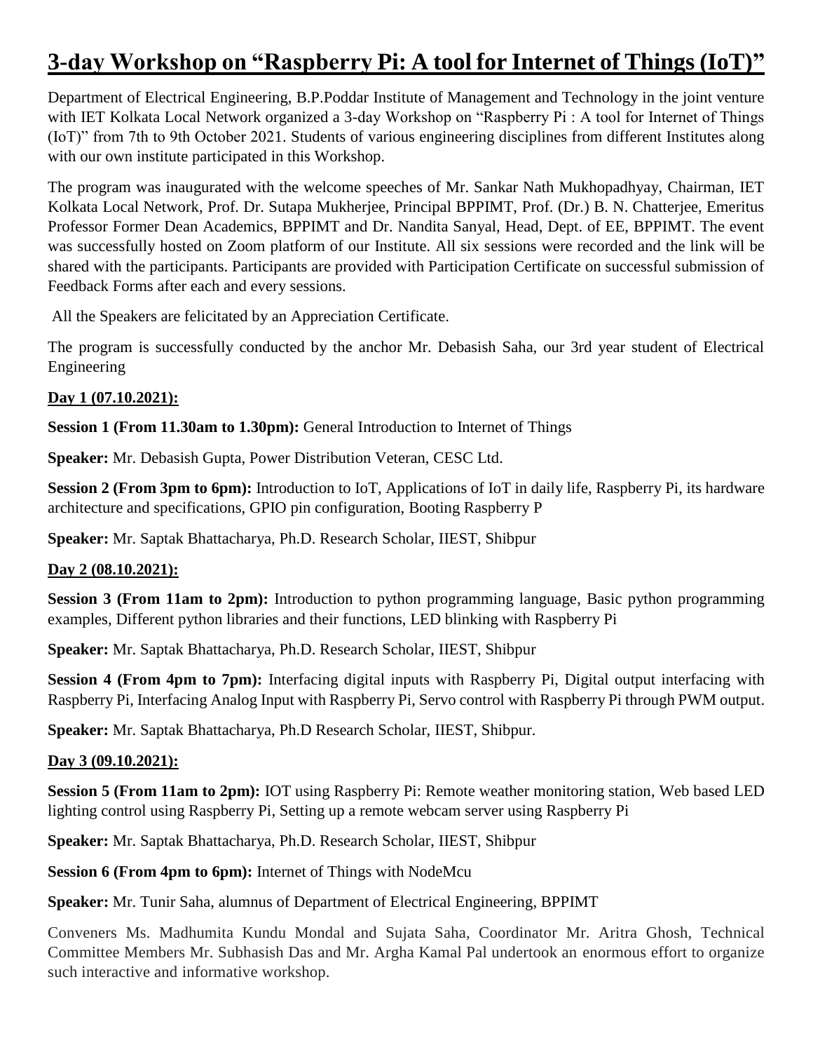# 3-day Workshop on "Raspberry Pi: A tool for Internet of Things (IoT)"

Department of Electrical Engineering, B.P.Poddar Institute of Management and Technology in the joint venture with IET Kolkata Local Network organized a 3-day Workshop on "Raspberry Pi : A tool for Internet of Things (IoT)" from 7th to 9th October 2021. Students of various engineering disciplines from different Institutes along with our own institute participated in this Workshop.

The program was inaugurated with the welcome speeches of Mr. Sankar Nath Mukhopadhyay, Chairman, IET Kolkata Local Network, Prof. Dr. Sutapa Mukherjee, Principal BPPIMT, Prof. (Dr.) B. N. Chatterjee, Emeritus Professor Former Dean Academics, BPPIMT and Dr. Nandita Sanyal, Head, Dept. of EE, BPPIMT. The event was successfully hosted on Zoom platform of our Institute. All six sessions were recorded and the link will be shared with the participants. Participants are provided with Participation Certificate on successful submission of Feedback Forms after each and every sessions.

All the Speakers are felicitated by an Appreciation Certificate.

The program is successfully conducted by the anchor Mr. Debasish Saha, our 3rd year student of Electrical Engineering

**Day 1 (07.10.2021):**

**Session 1 (From 11.30am to 1.30pm):** General Introduction to Internet of Things

**Speaker:** Mr. Debasish Gupta, Power Distribution Veteran, CESC Ltd.

**Session 2 (From 3pm to 6pm):** Introduction to IoT, Applications of IoT in daily life, Raspberry Pi, its hardware architecture and specifications, GPIO pin configuration, Booting Raspberry P

**Speaker:** Mr. Saptak Bhattacharya, Ph.D. Research Scholar, IIEST, Shibpur

**Day 2 (08.10.2021):**

**Session 3 (From 11am to 2pm):** Introduction to python programming language, Basic python programming examples, Different python libraries and their functions, LED blinking with Raspberry Pi

**Speaker:** Mr. Saptak Bhattacharya, Ph.D. Research Scholar, IIEST, Shibpur

**Session 4 (From 4pm to 7pm):** Interfacing digital inputs with Raspberry Pi, Digital output interfacing with Raspberry Pi, Interfacing Analog Input with Raspberry Pi, Servo control with Raspberry Pi through PWM output.

**Speaker:** Mr. Saptak Bhattacharya, Ph.D Research Scholar, IIEST, Shibpur.

**Day 3 (09.10.2021):**

**Session 5 (From 11am to 2pm):** IOT using Raspberry Pi: Remote weather monitoring station, Web based LED lighting control using Raspberry Pi, Setting up a remote webcam server using Raspberry Pi

**Speaker:** Mr. Saptak Bhattacharya, Ph.D. Research Scholar, IIEST, Shibpur

**Session 6 (From 4pm to 6pm):** Internet of Things with NodeMcu

**Speaker:** Mr. Tunir Saha, alumnus of Department of Electrical Engineering, BPPIMT

Conveners Ms. Madhumita Kundu Mondal and Sujata Saha, Coordinator Mr. Aritra Ghosh, Technical Committee Members Mr. Subhasish Das and Mr. Argha Kamal Pal undertook an enormous effort to organize such interactive and informative workshop.